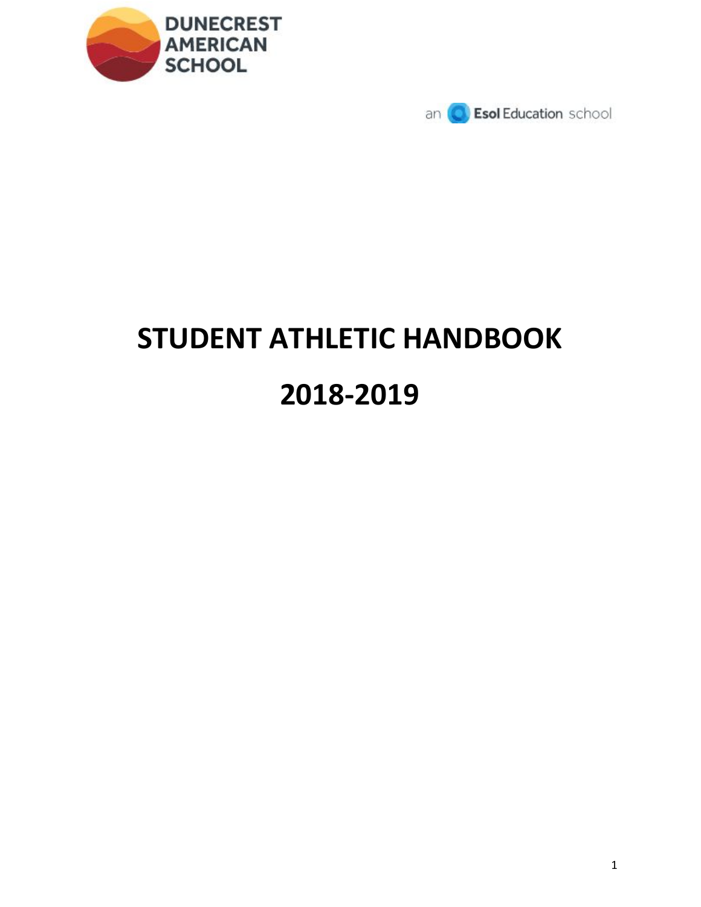DUNECREST AMERICAN SCHOOL

an Esol Education school

# STUDENT ATHLETIC HANDBOOK

# 2018-2019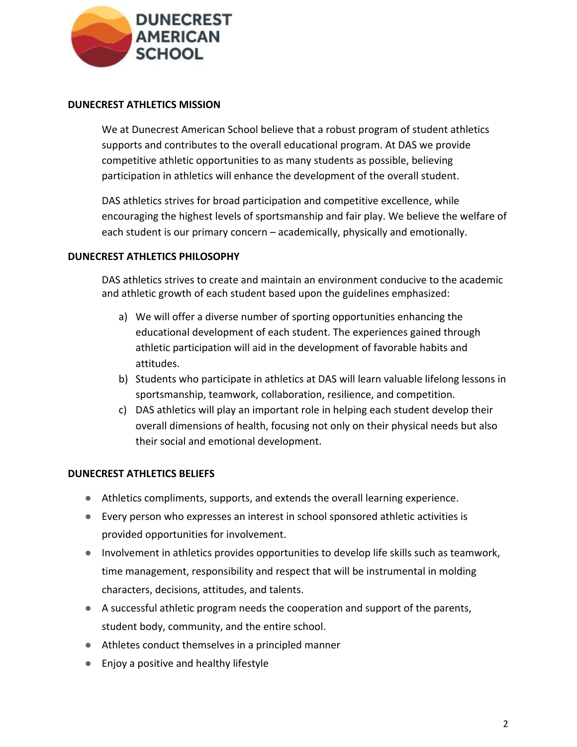## DUNECREST ATHLETICS MISSION

We at Dunecrest American School believe that a robust program of student athletics supports and contributes to the overall educational program. At DAS we provide competitive athletic opportunities to as many students as possible, believing participation in athletics will enhance the development of the overall student.

DAS athletics strives for broad participation and competitive excellence, while encouraging the highest levels of sportsmanship and fair play. We believe the welfare of each student is our primary concern – academically, physically and emotionally.

## DUNECREST ATHLETICS PHILOSOPHY

DAS athletics strives to create and maintain an environment conducive to the academic and athletic growth of each student based upon the guidelines emphasized:

a) We will offer a diverse number of sporting opportunities enhancing the educational development of each student. The experiences gained through athletic participation will aid in the development of favorable habits and attitudes.
b) Students who participate in athletics at DAS will learn valuable lifelong lessons in sportsmanship, teamwork, collaboration, resilience, and competition.
c) DAS athletics will play an important role in helping each student develop their overall dimensions of health, focusing not only on their physical needs but also their social and emotional development.

## DUNECREST ATHLETICS BELIEFS

- Athletics compliments, supports, and extends the overall learning experience.
- Every person who expresses an interest in school sponsored athletic activities is provided opportunities for involvement.
- Involvement in athletics provides opportunities to develop life skills such as teamwork, time management, responsibility and respect that will be instrumental in molding characters, decisions, attitudes, and talents.
- A successful athletic program needs the cooperation and support of the parents, student body, community, and the entire school.
- Athletes conduct themselves in a principled manner
- Enjoy a positive and healthy lifestyle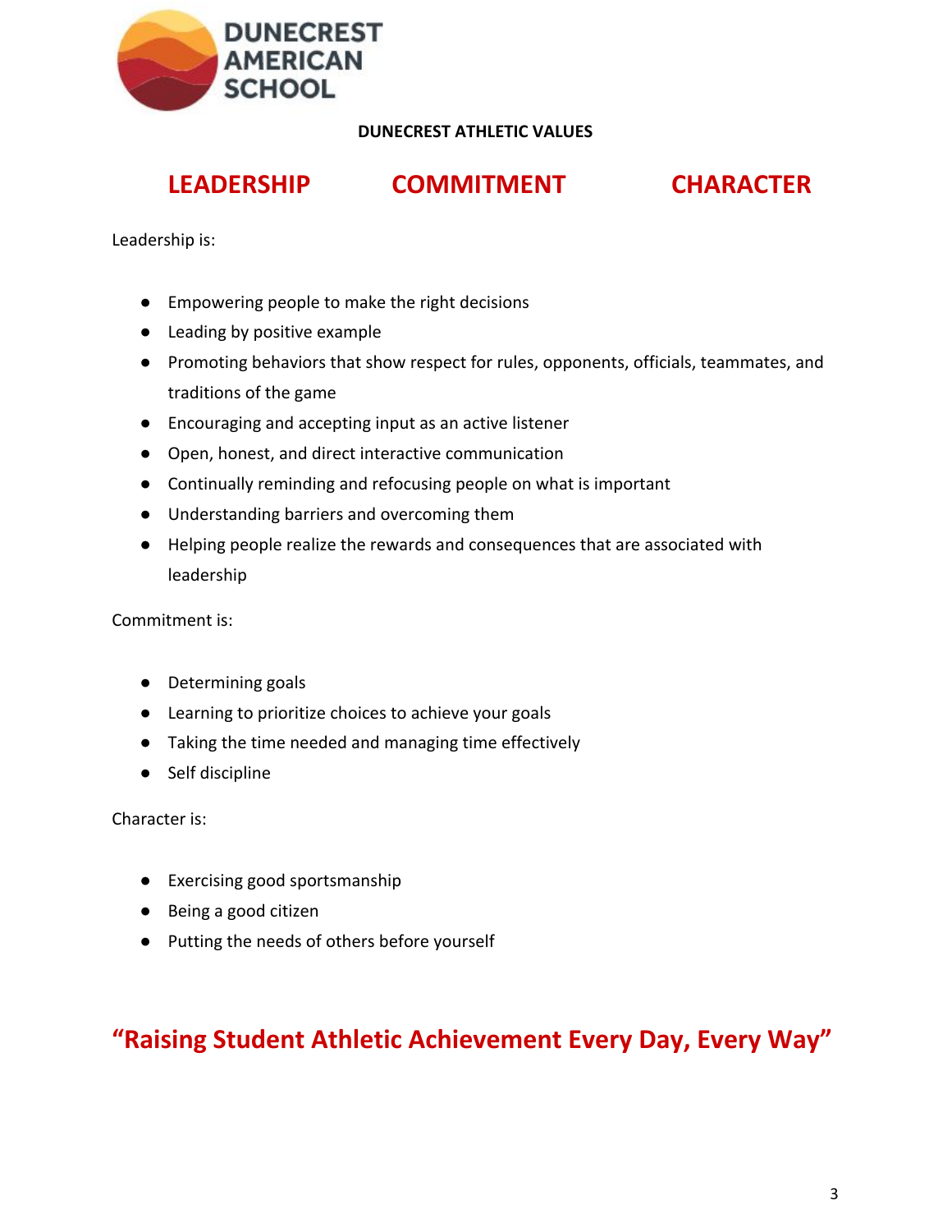DUNECREST AMERICAN SCHOOL

## DUNECREST ATHLETIC VALUES

## LEADERSHIP COMMITMENT CHARACTER

Leadership is:

- Empowering people to make the right decisions
- Leading by positive example
- Promoting behaviors that show respect for rules, opponents, officials, teammates, and traditions of the game
- Encouraging and accepting input as an active listener
- Open, honest, and direct interactive communication
- Continually reminding and refocusing people on what is important
- Understanding barriers and overcoming them
- Helping people realize the rewards and consequences that are associated with leadership

Commitment is:

- Determining goals
- Learning to prioritize choices to achieve your goals
- Taking the time needed and managing time effectively
- Self discipline

Character is:

- Exercising good sportsmanship
- Being a good citizen
- Putting the needs of others before yourself

## "Raising Student Athletic Achievement Every Day, Every Way"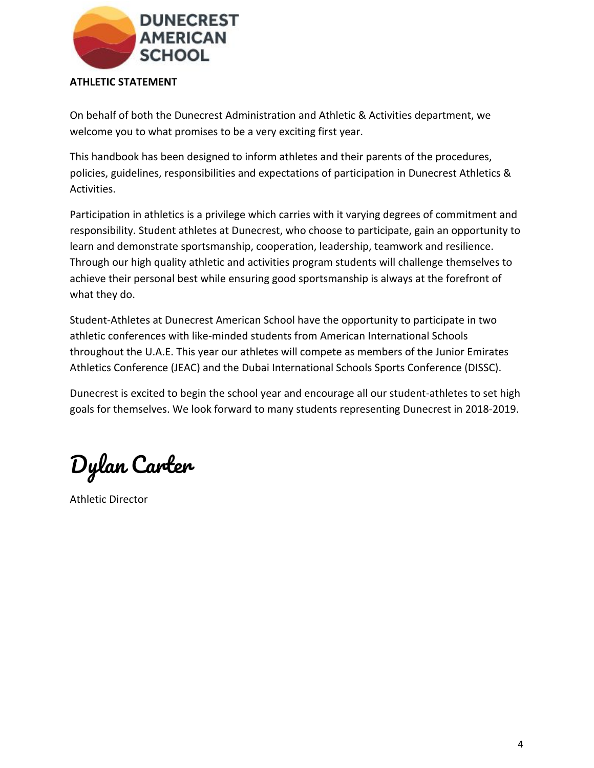DUNECREST AMERICAN SCHOOL

## ATHLETIC STATEMENT

On behalf of both the Dunecrest Administration and Athletic & Activities department, we welcome you to what promises to be a very exciting first year.

This handbook has been designed to inform athletes and their parents of the procedures, policies, guidelines, responsibilities and expectations of participation in Dunecrest Athletics & Activities.

Participation in athletics is a privilege which carries with it varying degrees of commitment and responsibility. Student athletes at Dunecrest, who choose to participate, gain an opportunity to learn and demonstrate sportsmanship, cooperation, leadership, teamwork and resilience. Through our high quality athletic and activities program students will challenge themselves to achieve their personal best while ensuring good sportsmanship is always at the forefront of what they do.

Student-Athletes at Dunecrest American School have the opportunity to participate in two athletic conferences with like-minded students from American International Schools throughout the U.A.E. This year our athletes will compete as members of the Junior Emirates Athletics Conference (JEAC) and the Dubai International Schools Sports Conference (DISSC).

Dunecrest is excited to begin the school year and encourage all our student-athletes to set high goals for themselves. We look forward to many students representing Dunecrest in 2018-2019.

Dylan Carter

Athletic Director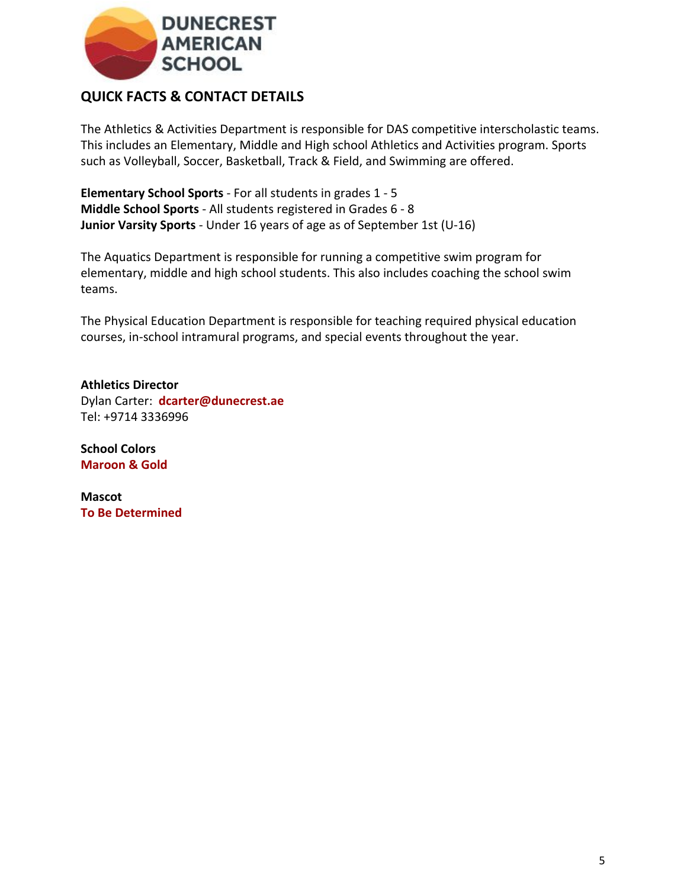## QUICK FACTS & CONTACT DETAILS

The Athletics & Activities Department is responsible for DAS competitive interscholastic teams. This includes an Elementary, Middle and High school Athletics and Activities program. Sports such as Volleyball, Soccer, Basketball, Track & Field, and Swimming are offered.

**Elementary School Sports** - For all students in grades 1 - 5
**Middle School Sports** - All students registered in Grades 6 - 8
**Junior Varsity Sports** - Under 16 years of age as of September 1st (U-16)

The Aquatics Department is responsible for running a competitive swim program for elementary, middle and high school students. This also includes coaching the school swim teams.

The Physical Education Department is responsible for teaching required physical education courses, in-school intramural programs, and special events throughout the year.

**Athletics Director**
Dylan Carter: **dcarter@dunecrest.ae**
Tel: +9714 3336996

**School Colors**
**Maroon & Gold**

**Mascot**
**To Be Determined**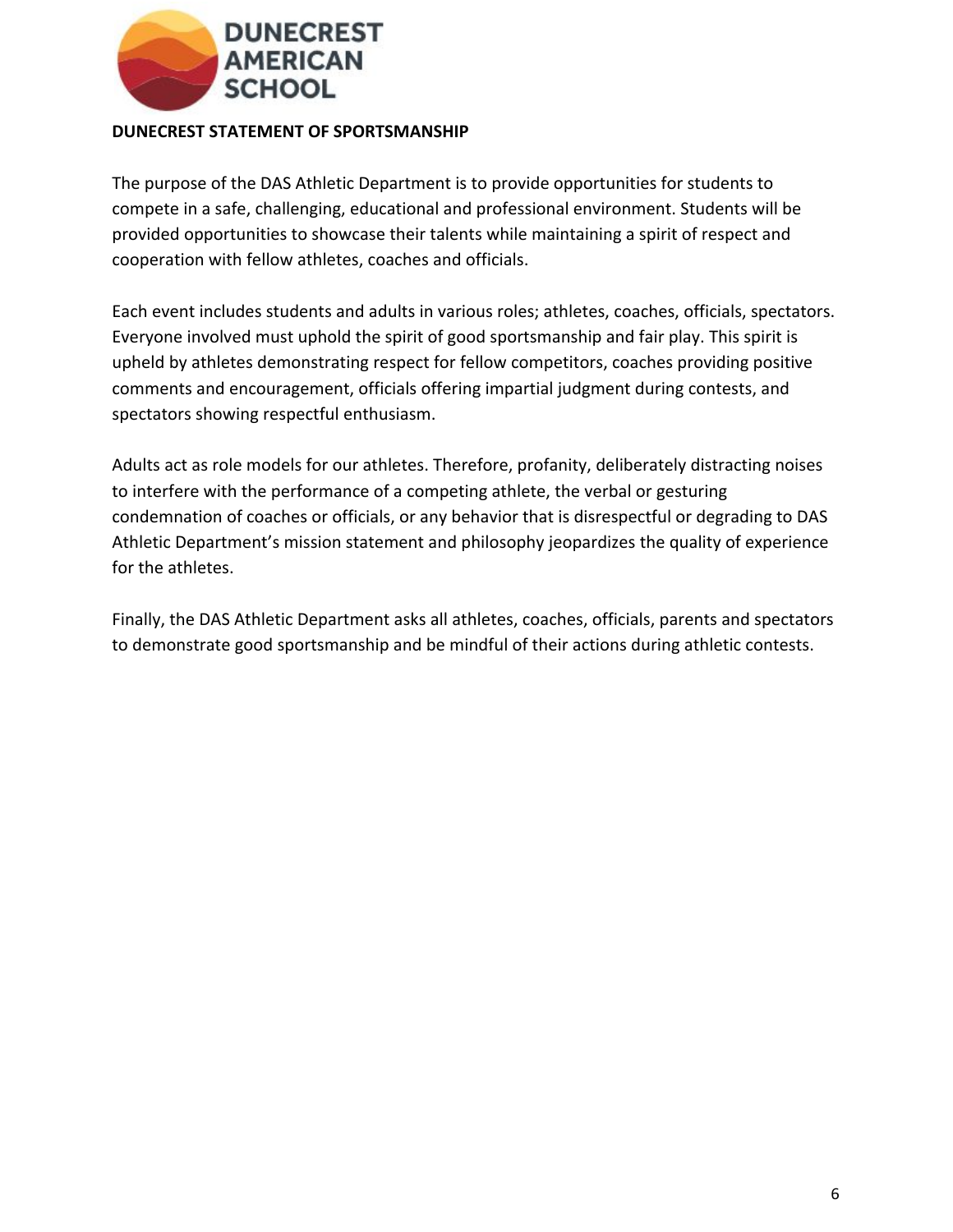**DUNECREST STATEMENT OF SPORTSMANSHIP**

The purpose of the DAS Athletic Department is to provide opportunities for students to compete in a safe, challenging, educational and professional environment. Students will be provided opportunities to showcase their talents while maintaining a spirit of respect and cooperation with fellow athletes, coaches and officials.

Each event includes students and adults in various roles; athletes, coaches, officials, spectators. Everyone involved must uphold the spirit of good sportsmanship and fair play. This spirit is upheld by athletes demonstrating respect for fellow competitors, coaches providing positive comments and encouragement, officials offering impartial judgment during contests, and spectators showing respectful enthusiasm.

Adults act as role models for our athletes. Therefore, profanity, deliberately distracting noises to interfere with the performance of a competing athlete, the verbal or gesturing condemnation of coaches or officials, or any behavior that is disrespectful or degrading to DAS Athletic Department's mission statement and philosophy jeopardizes the quality of experience for the athletes.

Finally, the DAS Athletic Department asks all athletes, coaches, officials, parents and spectators to demonstrate good sportsmanship and be mindful of their actions during athletic contests.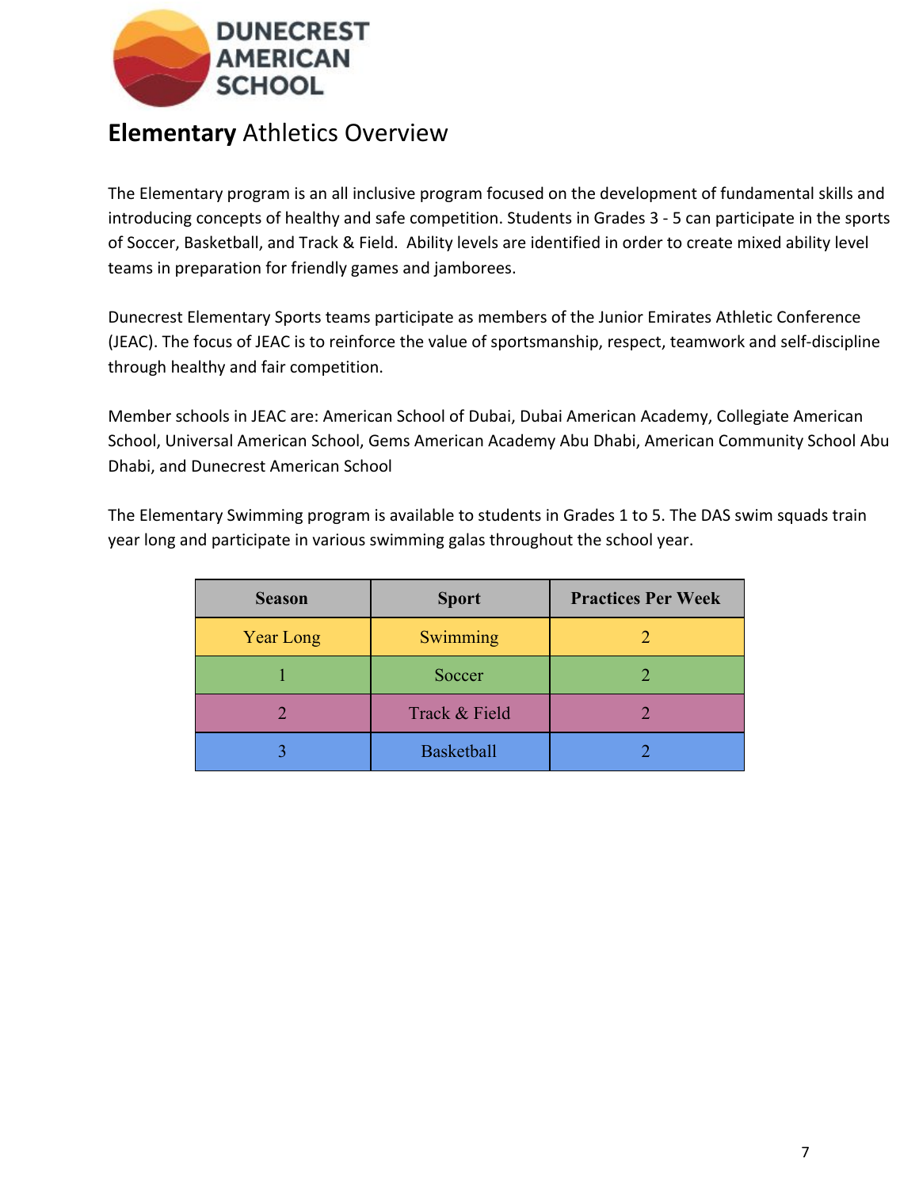DUNECREST AMERICAN SCHOOL

## **Elementary** Athletics Overview

The Elementary program is an all inclusive program focused on the development of fundamental skills and introducing concepts of healthy and safe competition. Students in Grades 3 - 5 can participate in the sports of Soccer, Basketball, and Track & Field. Ability levels are identified in order to create mixed ability level teams in preparation for friendly games and jamborees.

Dunecrest Elementary Sports teams participate as members of the Junior Emirates Athletic Conference (JEAC). The focus of JEAC is to reinforce the value of sportsmanship, respect, teamwork and self-discipline through healthy and fair competition.

Member schools in JEAC are: American School of Dubai, Dubai American Academy, Collegiate American School, Universal American School, Gems American Academy Abu Dhabi, American Community School Abu Dhabi, and Dunecrest American School

The Elementary Swimming program is available to students in Grades 1 to 5. The DAS swim squads train year long and participate in various swimming galas throughout the school year.

| Season | Sport | Practices Per Week |
|---|---|---|
| Year Long | Swimming | 2 |
| 1 | Soccer | 2 |
| 2 | Track & Field | 2 |
| 3 | Basketball | 2 |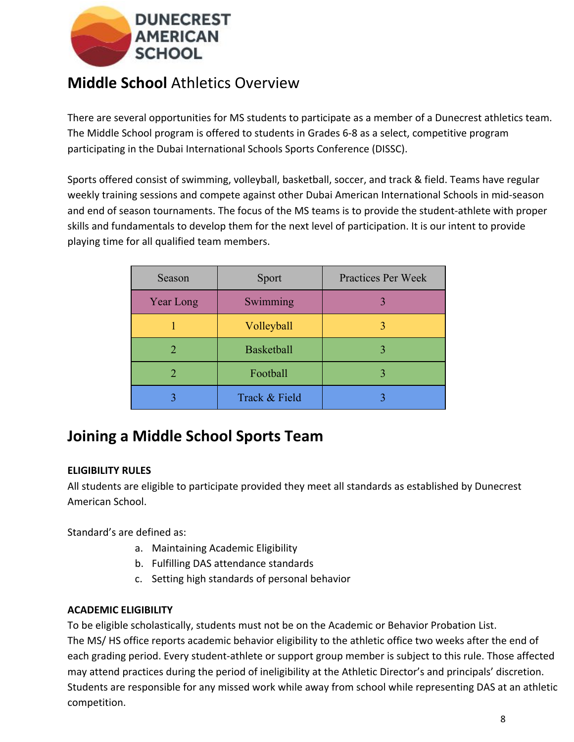DUNECREST AMERICAN SCHOOL

## **Middle School** Athletics Overview

There are several opportunities for MS students to participate as a member of a Dunecrest athletics team. The Middle School program is offered to students in Grades 6-8 as a select, competitive program participating in the Dubai International Schools Sports Conference (DISSC).

Sports offered consist of swimming, volleyball, basketball, soccer, and track & field. Teams have regular weekly training sessions and compete against other Dubai American International Schools in mid-season and end of season tournaments. The focus of the MS teams is to provide the student-athlete with proper skills and fundamentals to develop them for the next level of participation. It is our intent to provide playing time for all qualified team members.

| Season | Sport | Practices Per Week |
|---|---|---|
| Year Long | Swimming | 3 |
| 1 | Volleyball | 3 |
| 2 | Basketball | 3 |
| 2 | Football | 3 |
| 3 | Track & Field | 3 |

## Joining a Middle School Sports Team

**ELIGIBILITY RULES**

All students are eligible to participate provided they meet all standards as established by Dunecrest American School.

Standard's are defined as:

a. Maintaining Academic Eligibility
b. Fulfilling DAS attendance standards
c. Setting high standards of personal behavior

**ACADEMIC ELIGIBILITY**

To be eligible scholastically, students must not be on the Academic or Behavior Probation List.
The MS/ HS office reports academic behavior eligibility to the athletic office two weeks after the end of each grading period. Every student-athlete or support group member is subject to this rule. Those affected may attend practices during the period of ineligibility at the Athletic Director's and principals' discretion. Students are responsible for any missed work while away from school while representing DAS at an athletic competition.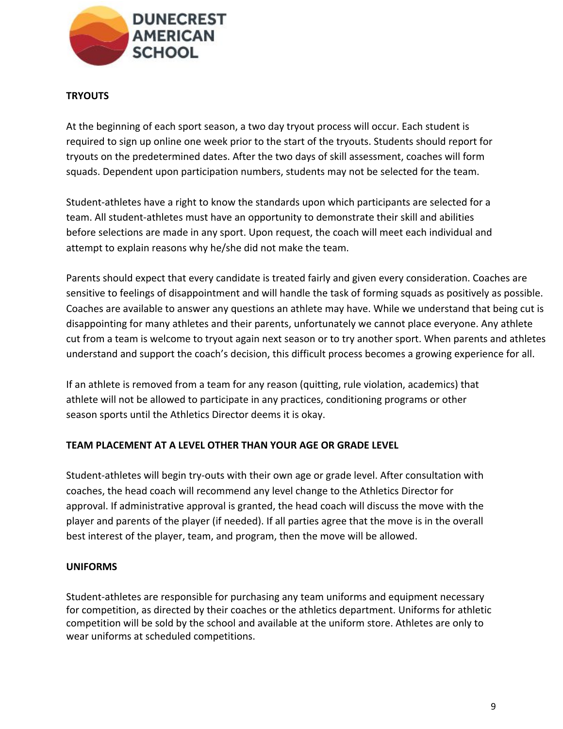## TRYOUTS

At the beginning of each sport season, a two day tryout process will occur. Each student is required to sign up online one week prior to the start of the tryouts. Students should report for tryouts on the predetermined dates. After the two days of skill assessment, coaches will form squads. Dependent upon participation numbers, students may not be selected for the team.

Student-athletes have a right to know the standards upon which participants are selected for a team. All student-athletes must have an opportunity to demonstrate their skill and abilities before selections are made in any sport. Upon request, the coach will meet each individual and attempt to explain reasons why he/she did not make the team.

Parents should expect that every candidate is treated fairly and given every consideration. Coaches are sensitive to feelings of disappointment and will handle the task of forming squads as positively as possible. Coaches are available to answer any questions an athlete may have. While we understand that being cut is disappointing for many athletes and their parents, unfortunately we cannot place everyone. Any athlete cut from a team is welcome to tryout again next season or to try another sport. When parents and athletes understand and support the coach's decision, this difficult process becomes a growing experience for all.

If an athlete is removed from a team for any reason (quitting, rule violation, academics) that athlete will not be allowed to participate in any practices, conditioning programs or other season sports until the Athletics Director deems it is okay.

## TEAM PLACEMENT AT A LEVEL OTHER THAN YOUR AGE OR GRADE LEVEL

Student-athletes will begin try-outs with their own age or grade level. After consultation with coaches, the head coach will recommend any level change to the Athletics Director for approval. If administrative approval is granted, the head coach will discuss the move with the player and parents of the player (if needed). If all parties agree that the move is in the overall best interest of the player, team, and program, then the move will be allowed.

## UNIFORMS

Student-athletes are responsible for purchasing any team uniforms and equipment necessary for competition, as directed by their coaches or the athletics department. Uniforms for athletic competition will be sold by the school and available at the uniform store. Athletes are only to wear uniforms at scheduled competitions.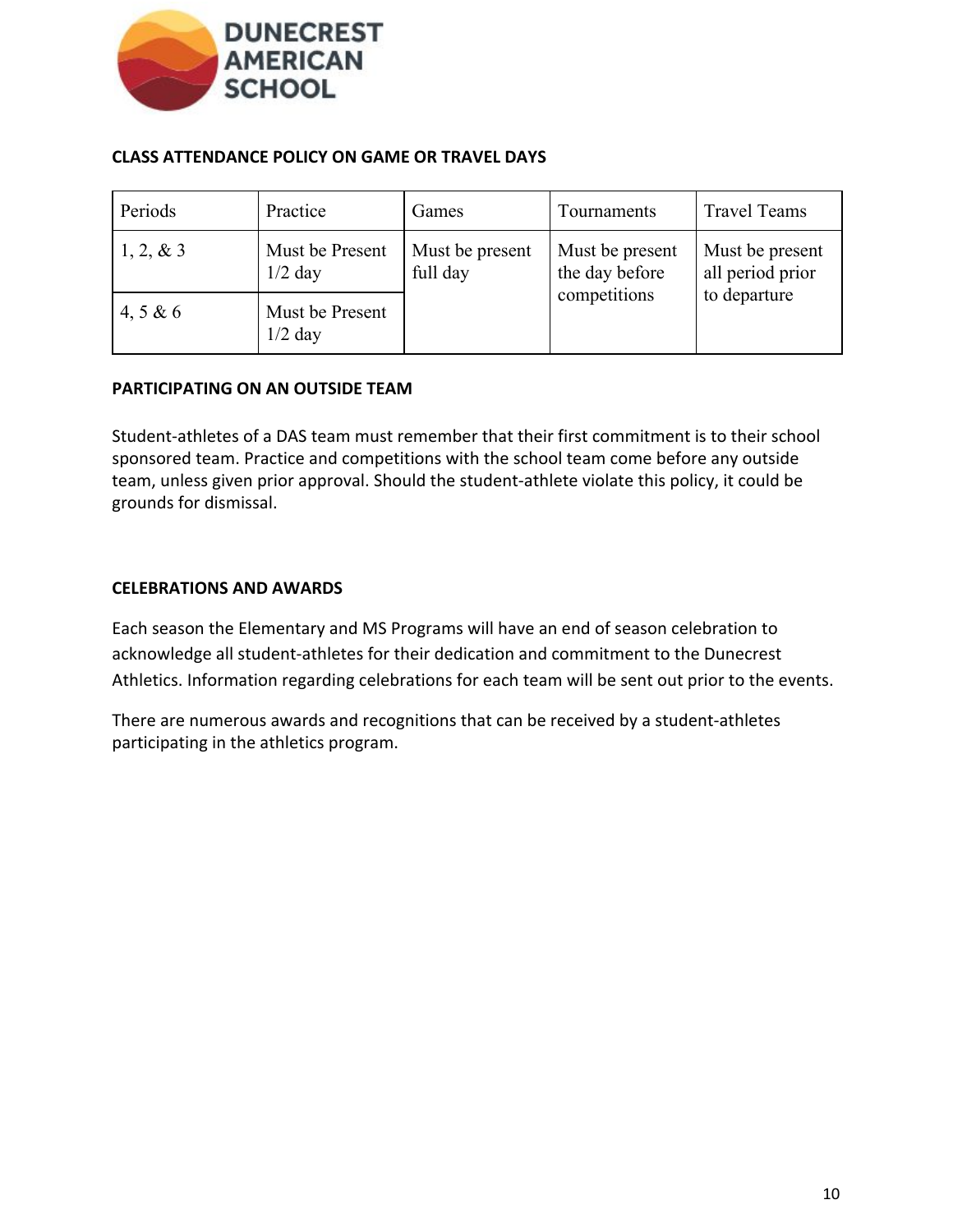### CLASS ATTENDANCE POLICY ON GAME OR TRAVEL DAYS

| Periods | Practice | Games | Tournaments | Travel Teams |
|---|---|---|---|---|
| 1, 2, & 3 | Must be Present 1/2 day | Must be present full day | Must be present the day before competitions | Must be present all period prior to departure |
| 4, 5 & 6 | Must be Present 1/2 day | | | |

### PARTICIPATING ON AN OUTSIDE TEAM

Student-athletes of a DAS team must remember that their first commitment is to their school sponsored team. Practice and competitions with the school team come before any outside team, unless given prior approval. Should the student-athlete violate this policy, it could be grounds for dismissal.

### CELEBRATIONS AND AWARDS

Each season the Elementary and MS Programs will have an end of season celebration to acknowledge all student-athletes for their dedication and commitment to the Dunecrest Athletics. Information regarding celebrations for each team will be sent out prior to the events.

There are numerous awards and recognitions that can be received by a student-athletes participating in the athletics program.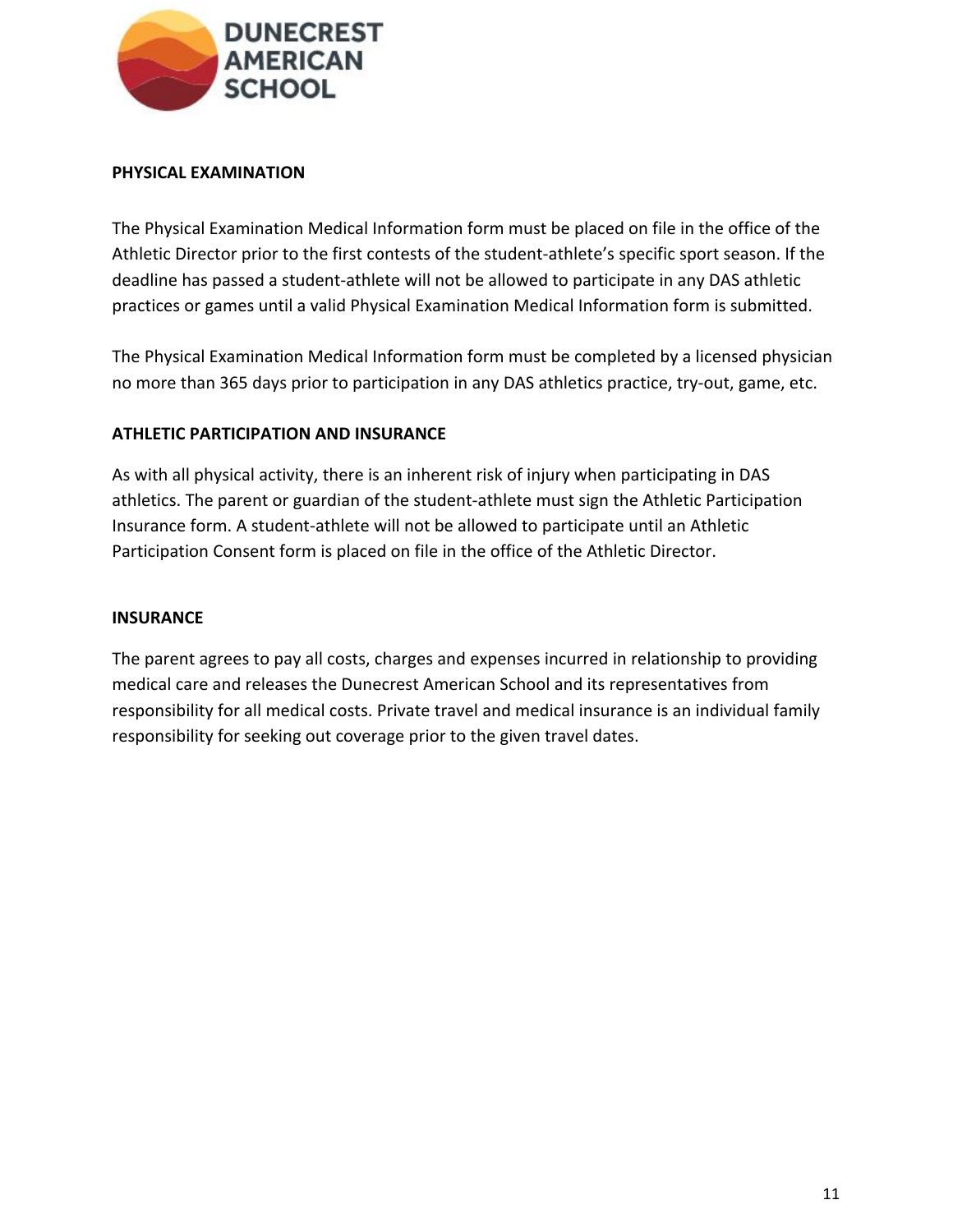## PHYSICAL EXAMINATION

The Physical Examination Medical Information form must be placed on file in the office of the Athletic Director prior to the first contests of the student-athlete's specific sport season. If the deadline has passed a student-athlete will not be allowed to participate in any DAS athletic practices or games until a valid Physical Examination Medical Information form is submitted.

The Physical Examination Medical Information form must be completed by a licensed physician no more than 365 days prior to participation in any DAS athletics practice, try-out, game, etc.

## ATHLETIC PARTICIPATION AND INSURANCE

As with all physical activity, there is an inherent risk of injury when participating in DAS athletics. The parent or guardian of the student-athlete must sign the Athletic Participation Insurance form. A student-athlete will not be allowed to participate until an Athletic Participation Consent form is placed on file in the office of the Athletic Director.

## INSURANCE

The parent agrees to pay all costs, charges and expenses incurred in relationship to providing medical care and releases the Dunecrest American School and its representatives from responsibility for all medical costs. Private travel and medical insurance is an individual family responsibility for seeking out coverage prior to the given travel dates.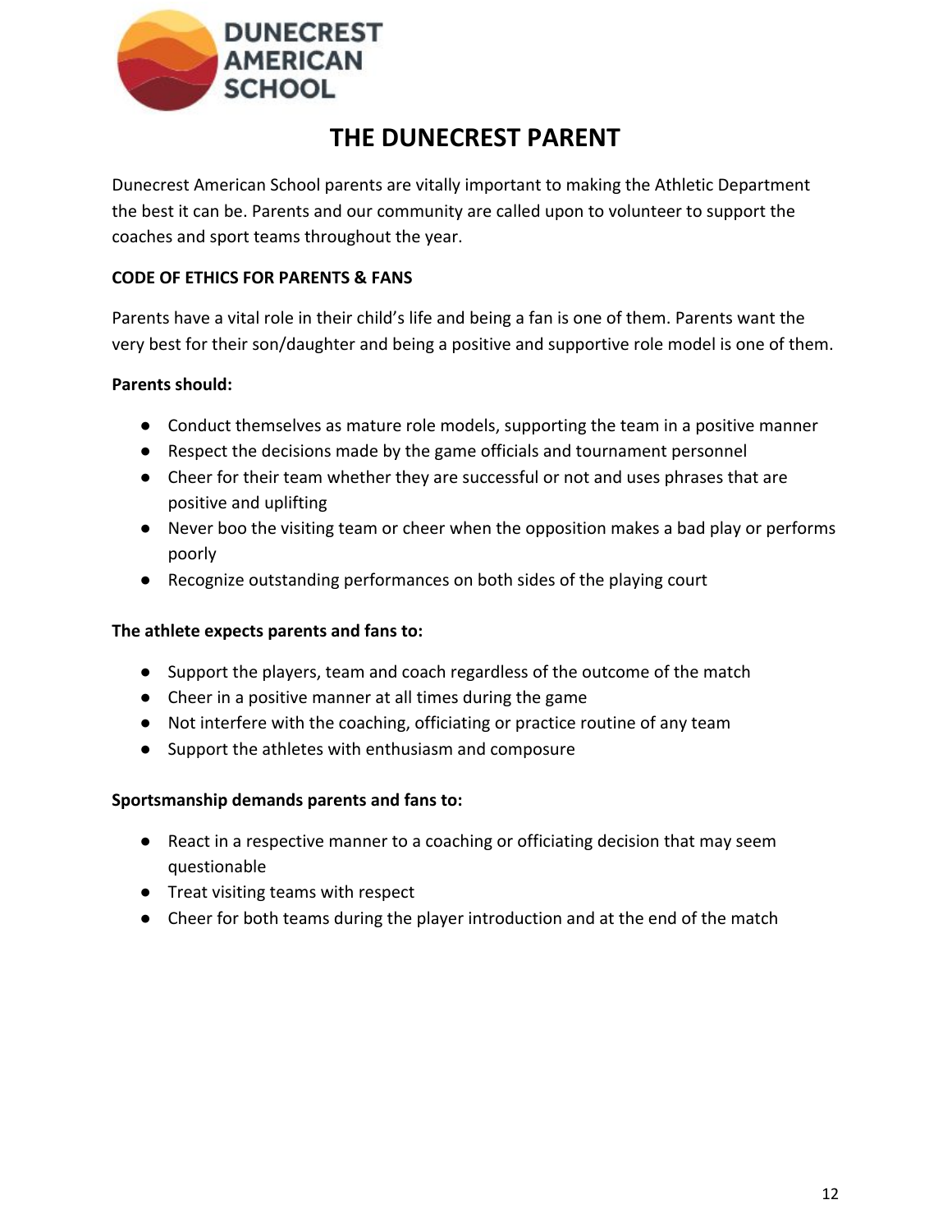# THE DUNECREST PARENT

Dunecrest American School parents are vitally important to making the Athletic Department the best it can be. Parents and our community are called upon to volunteer to support the coaches and sport teams throughout the year.

**CODE OF ETHICS FOR PARENTS & FANS**

Parents have a vital role in their child's life and being a fan is one of them. Parents want the very best for their son/daughter and being a positive and supportive role model is one of them.

**Parents should:**

- Conduct themselves as mature role models, supporting the team in a positive manner
- Respect the decisions made by the game officials and tournament personnel
- Cheer for their team whether they are successful or not and uses phrases that are positive and uplifting
- Never boo the visiting team or cheer when the opposition makes a bad play or performs poorly
- Recognize outstanding performances on both sides of the playing court

**The athlete expects parents and fans to:**

- Support the players, team and coach regardless of the outcome of the match
- Cheer in a positive manner at all times during the game
- Not interfere with the coaching, officiating or practice routine of any team
- Support the athletes with enthusiasm and composure

**Sportsmanship demands parents and fans to:**

- React in a respective manner to a coaching or officiating decision that may seem questionable
- Treat visiting teams with respect
- Cheer for both teams during the player introduction and at the end of the match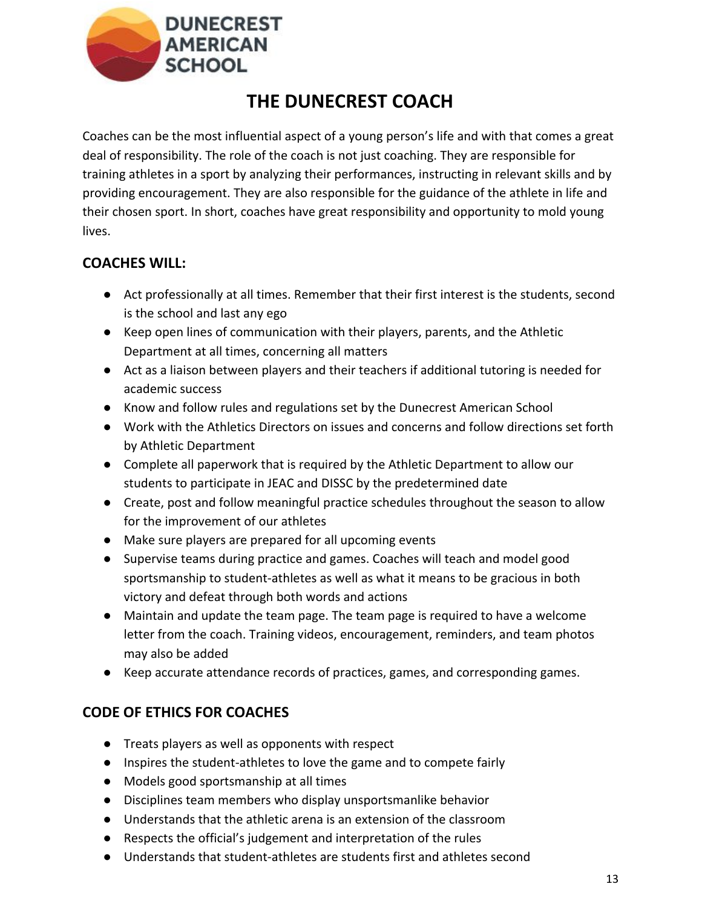# THE DUNECREST COACH

Coaches can be the most influential aspect of a young person's life and with that comes a great deal of responsibility. The role of the coach is not just coaching. They are responsible for training athletes in a sport by analyzing their performances, instructing in relevant skills and by providing encouragement. They are also responsible for the guidance of the athlete in life and their chosen sport. In short, coaches have great responsibility and opportunity to mold young lives.

## COACHES WILL:

- Act professionally at all times. Remember that their first interest is the students, second is the school and last any ego
- Keep open lines of communication with their players, parents, and the Athletic Department at all times, concerning all matters
- Act as a liaison between players and their teachers if additional tutoring is needed for academic success
- Know and follow rules and regulations set by the Dunecrest American School
- Work with the Athletics Directors on issues and concerns and follow directions set forth by Athletic Department
- Complete all paperwork that is required by the Athletic Department to allow our students to participate in JEAC and DISSC by the predetermined date
- Create, post and follow meaningful practice schedules throughout the season to allow for the improvement of our athletes
- Make sure players are prepared for all upcoming events
- Supervise teams during practice and games. Coaches will teach and model good sportsmanship to student-athletes as well as what it means to be gracious in both victory and defeat through both words and actions
- Maintain and update the team page. The team page is required to have a welcome letter from the coach. Training videos, encouragement, reminders, and team photos may also be added
- Keep accurate attendance records of practices, games, and corresponding games.

## CODE OF ETHICS FOR COACHES

- Treats players as well as opponents with respect
- Inspires the student-athletes to love the game and to compete fairly
- Models good sportsmanship at all times
- Disciplines team members who display unsportsmanlike behavior
- Understands that the athletic arena is an extension of the classroom
- Respects the official's judgement and interpretation of the rules
- Understands that student-athletes are students first and athletes second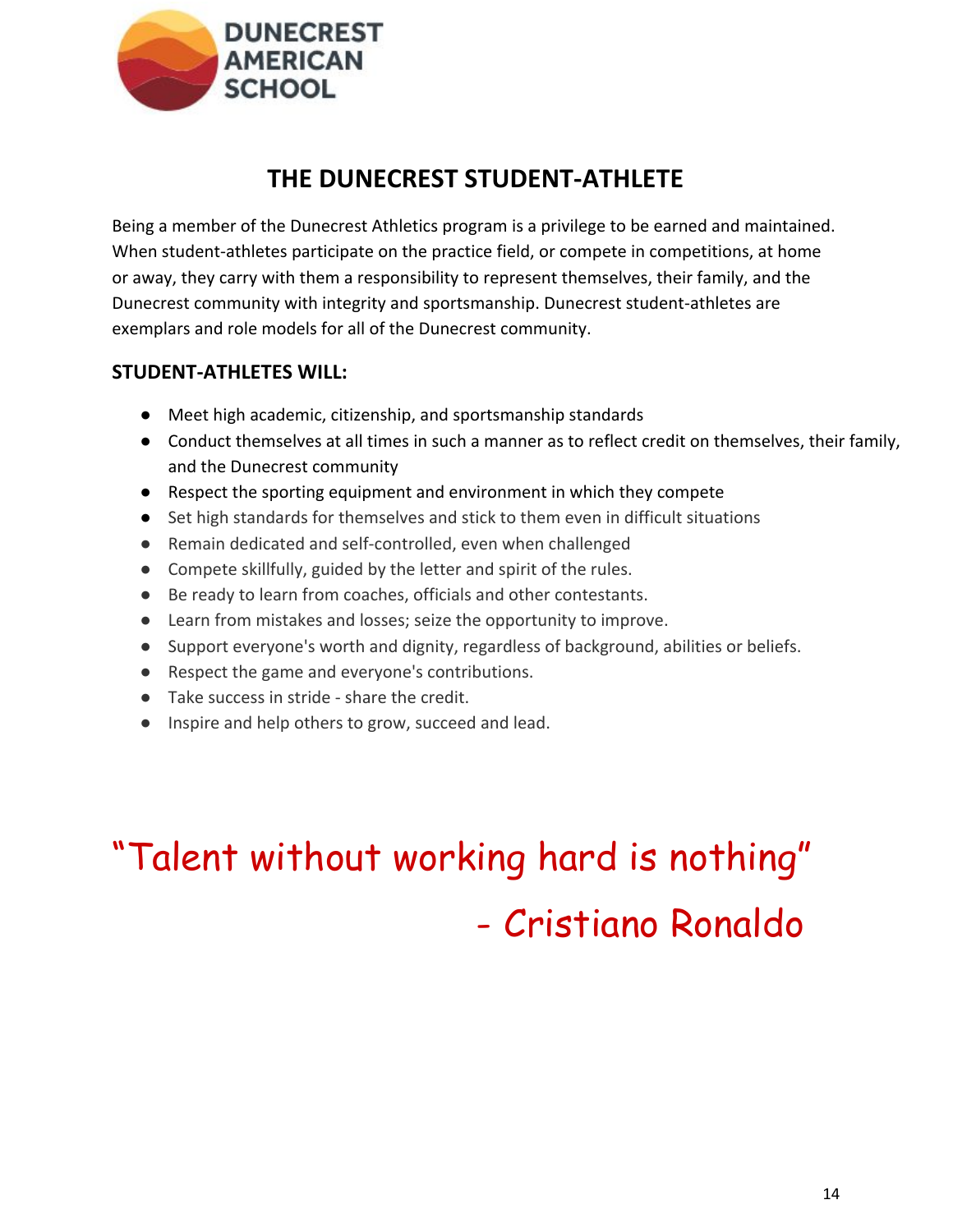**DUNECREST AMERICAN SCHOOL**

# THE DUNECREST STUDENT-ATHLETE

Being a member of the Dunecrest Athletics program is a privilege to be earned and maintained. When student-athletes participate on the practice field, or compete in competitions, at home or away, they carry with them a responsibility to represent themselves, their family, and the Dunecrest community with integrity and sportsmanship. Dunecrest student-athletes are exemplars and role models for all of the Dunecrest community.

## STUDENT-ATHLETES WILL:

- Meet high academic, citizenship, and sportsmanship standards
- Conduct themselves at all times in such a manner as to reflect credit on themselves, their family, and the Dunecrest community
- Respect the sporting equipment and environment in which they compete
- Set high standards for themselves and stick to them even in difficult situations
- Remain dedicated and self-controlled, even when challenged
- Compete skillfully, guided by the letter and spirit of the rules.
- Be ready to learn from coaches, officials and other contestants.
- Learn from mistakes and losses; seize the opportunity to improve.
- Support everyone's worth and dignity, regardless of background, abilities or beliefs.
- Respect the game and everyone's contributions.
- Take success in stride - share the credit.
- Inspire and help others to grow, succeed and lead.

“Talent without working hard is nothing”

- Cristiano Ronaldo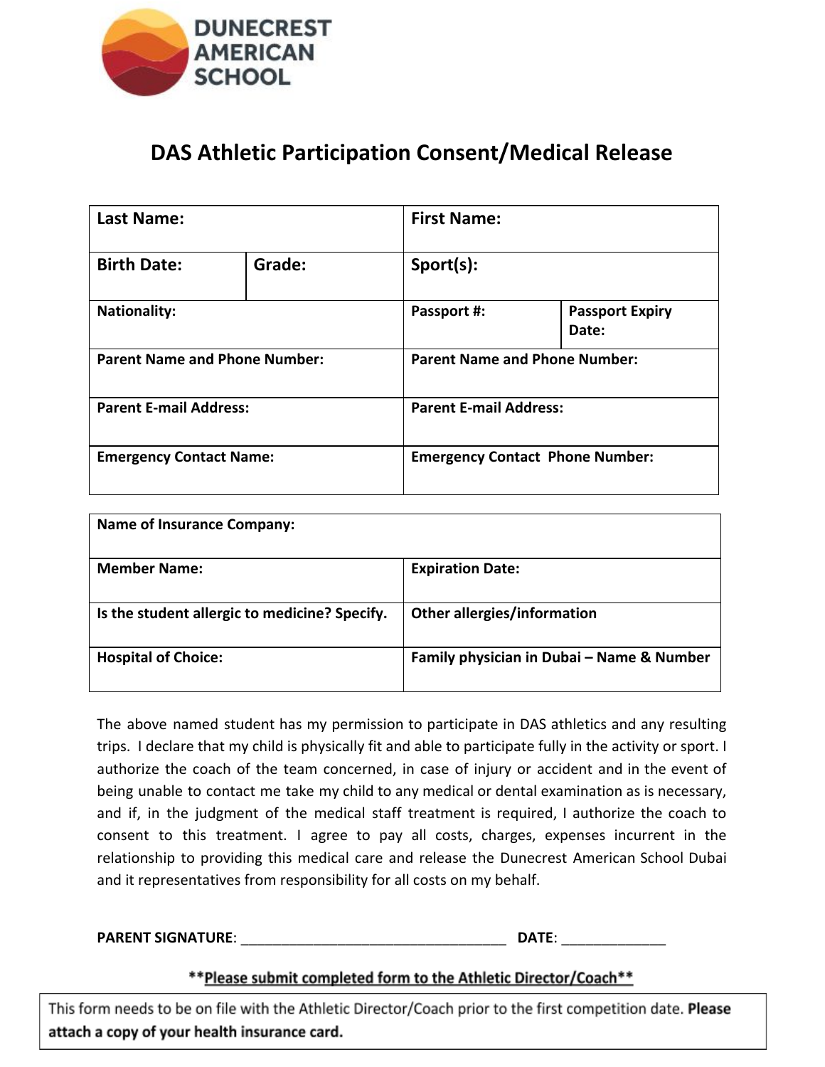DUNECREST AMERICAN SCHOOL

# DAS Athletic Participation Consent/Medical Release

| **Last Name:** | | **First Name:** | |
|---|---|---|---|
| **Birth Date:** | **Grade:** | **Sport(s):** | |
| **Nationality:** | | **Passport #:** | **Passport Expiry Date:** |
| **Parent Name and Phone Number:** | | **Parent Name and Phone Number:** | |
| **Parent E-mail Address:** | | **Parent E-mail Address:** | |
| **Emergency Contact Name:** | | **Emergency Contact Phone Number:** | |

| **Name of Insurance Company:** | |
|---|---|
| **Member Name:** | **Expiration Date:** |
| **Is the student allergic to medicine? Specify.** | **Other allergies/information** |
| **Hospital of Choice:** | **Family physician in Dubai – Name & Number** |

The above named student has my permission to participate in DAS athletics and any resulting trips. I declare that my child is physically fit and able to participate fully in the activity or sport. I authorize the coach of the team concerned, in case of injury or accident and in the event of being unable to contact me take my child to any medical or dental examination as is necessary, and if, in the judgment of the medical staff treatment is required, I authorize the coach to consent to this treatment. I agree to pay all costs, charges, expenses incurrent in the relationship to providing this medical care and release the Dunecrest American School Dubai and it representatives from responsibility for all costs on my behalf.

**PARENT SIGNATURE**: ___________________________________ **DATE**: _____________

**\*\*Please submit completed form to the Athletic Director/Coach\*\***

This form needs to be on file with the Athletic Director/Coach prior to the first competition date. **Please attach a copy of your health insurance card.**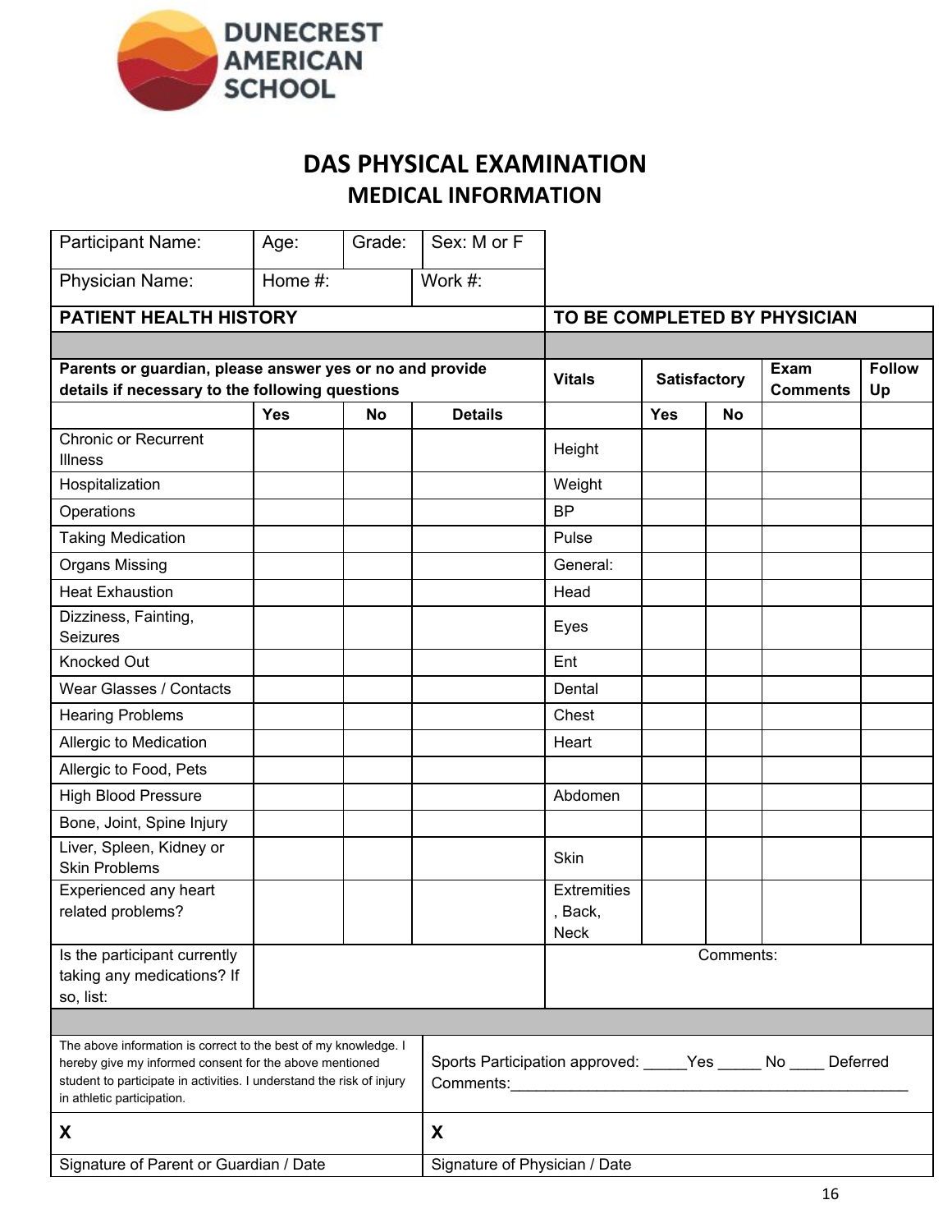DUNECREST AMERICAN SCHOOL

# DAS PHYSICAL EXAMINATION

## MEDICAL INFORMATION

| Participant Name: | Age: | Grade: | Sex: M or F |
|---|---|---|---|
| Physician Name: | Home #: | | Work #: |

| **PATIENT HEALTH HISTORY** | | | | **TO BE COMPLETED BY PHYSICIAN** | | | | |
|---|---|---|---|---|---|---|---|---|
| | | | | | | | | |
| **Parents or guardian, please answer yes or no and provide details if necessary to the following questions** | | | | **Vitals** | **Satisfactory** | | **Exam Comments** | **Follow Up** |
| | **Yes** | **No** | **Details** | | **Yes** | **No** | | |
| Chronic or Recurrent Illness | | | | Height | | | | |
| Hospitalization | | | | Weight | | | | |
| Operations | | | | BP | | | | |
| Taking Medication | | | | Pulse | | | | |
| Organs Missing | | | | General: | | | | |
| Heat Exhaustion | | | | Head | | | | |
| Dizziness, Fainting, Seizures | | | | Eyes | | | | |
| Knocked Out | | | | Ent | | | | |
| Wear Glasses / Contacts | | | | Dental | | | | |
| Hearing Problems | | | | Chest | | | | |
| Allergic to Medication | | | | Heart | | | | |
| Allergic to Food, Pets | | | | | | | | |
| High Blood Pressure | | | | Abdomen | | | | |
| Bone, Joint, Spine Injury | | | | | | | | |
| Liver, Spleen, Kidney or Skin Problems | | | | Skin | | | | |
| Experienced any heart related problems? | | | | Extremities, Back, Neck | | | | |
| Is the participant currently taking any medications? If so, list: | | | | Comments: | | | | |

| The above information is correct to the best of my knowledge. I hereby give my informed consent for the above mentioned student to participate in activities. I understand the risk of injury in athletic participation. | Sports Participation approved: _____Yes _____ No ____ Deferred<br>Comments:_______________________________________________ |
|---|---|
| **X** | **X** |
| Signature of Parent or Guardian / Date | Signature of Physician / Date |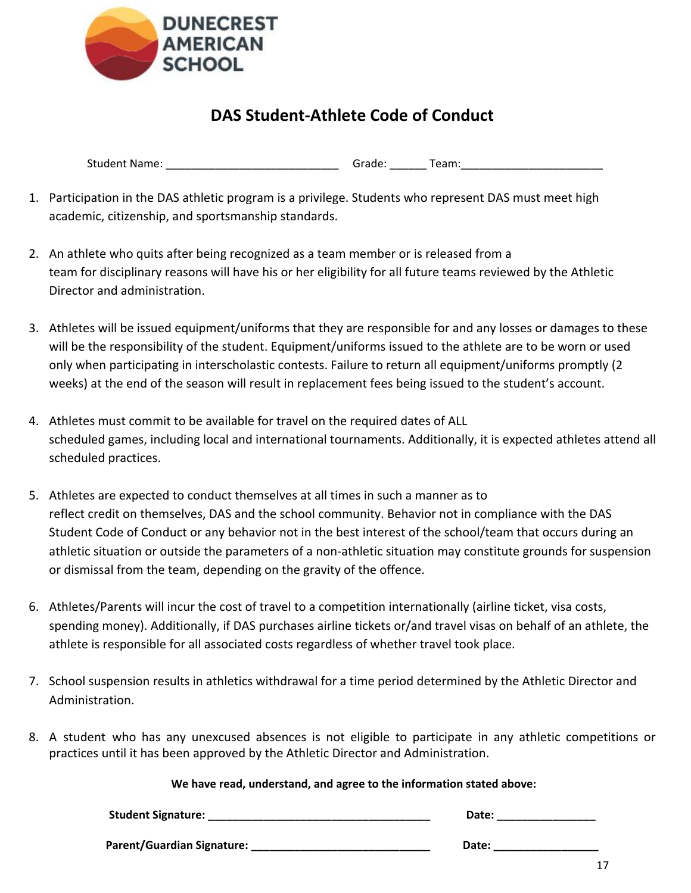DUNECREST AMERICAN SCHOOL

# DAS Student-Athlete Code of Conduct

Student Name: ____________________________ Grade: ______ Team:______________________

1. Participation in the DAS athletic program is a privilege. Students who represent DAS must meet high academic, citizenship, and sportsmanship standards.

2. An athlete who quits after being recognized as a team member or is released from a team for disciplinary reasons will have his or her eligibility for all future teams reviewed by the Athletic Director and administration.

3. Athletes will be issued equipment/uniforms that they are responsible for and any losses or damages to these will be the responsibility of the student. Equipment/uniforms issued to the athlete are to be worn or used only when participating in interscholastic contests. Failure to return all equipment/uniforms promptly (2 weeks) at the end of the season will result in replacement fees being issued to the student's account.

4. Athletes must commit to be available for travel on the required dates of ALL scheduled games, including local and international tournaments. Additionally, it is expected athletes attend all scheduled practices.

5. Athletes are expected to conduct themselves at all times in such a manner as to reflect credit on themselves, DAS and the school community. Behavior not in compliance with the DAS Student Code of Conduct or any behavior not in the best interest of the school/team that occurs during an athletic situation or outside the parameters of a non-athletic situation may constitute grounds for suspension or dismissal from the team, depending on the gravity of the offence.

6. Athletes/Parents will incur the cost of travel to a competition internationally (airline ticket, visa costs, spending money). Additionally, if DAS purchases airline tickets or/and travel visas on behalf of an athlete, the athlete is responsible for all associated costs regardless of whether travel took place.

7. School suspension results in athletics withdrawal for a time period determined by the Athletic Director and Administration.

8. A student who has any unexcused absences is not eligible to participate in any athletic competitions or practices until it has been approved by the Athletic Director and Administration.

**We have read, understand, and agree to the information stated above:**

**Student Signature: _____________________________________ Date: ________________**

**Parent/Guardian Signature: _____________________________ Date: _________________**